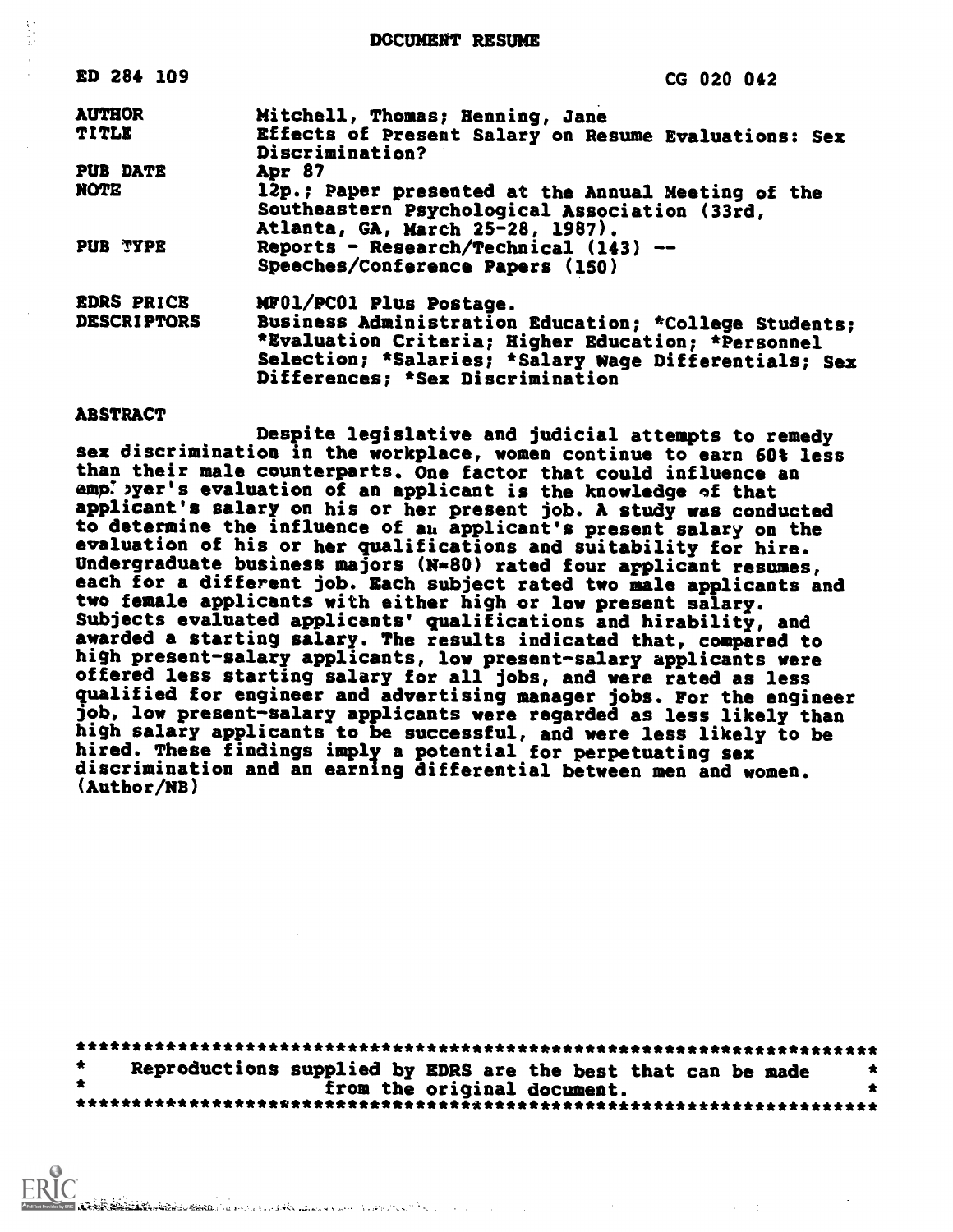DOCUMENT RESUME

| | |
|---|---|
| ED 284 109 | CG 020 042 |
| AUTHOR | Mitchell, Thomas; Henning, Jane |
| TITLE | Effects of Present Salary on Resume Evaluations: Sex Discrimination? |
| PUB DATE | Apr 87 |
| NOTE | 12p.; Paper presented at the Annual Meeting of the Southeastern Psychological Association (33rd, Atlanta, GA, March 25-28, 1987). |
| PUB TYPE | Reports - Research/Technical (143) -- Speeches/Conference Papers (150) |
| EDRS PRICE | MF01/PC01 Plus Postage. |
| DESCRIPTORS | Business Administration Education; *College Students; *Evaluation Criteria; Higher Education; *Personnel Selection; *Salaries; *Salary Wage Differentials; Sex Differences; *Sex Discrimination |

ABSTRACT

Despite legislative and judicial attempts to remedy sex discrimination in the workplace, women continue to earn 60% less than their male counterparts. One factor that could influence an employer's evaluation of an applicant is the knowledge of that applicant's salary on his or her present job. A study was conducted to determine the influence of an applicant's present salary on the evaluation of his or her qualifications and suitability for hire. Undergraduate business majors (N=80) rated four applicant resumes, each for a different job. Each subject rated two male applicants and two female applicants with either high or low present salary. Subjects evaluated applicants' qualifications and hirability, and awarded a starting salary. The results indicated that, compared to high present-salary applicants, low present-salary applicants were offered less starting salary for all jobs, and were rated as less qualified for engineer and advertising manager jobs. For the engineer job, low present-salary applicants were regarded as less likely than high salary applicants to be successful, and were less likely to be hired. These findings imply a potential for perpetuating sex discrimination and an earning differential between men and women. (Author/NB)

***********************************************************************
* Reproductions supplied by EDRS are the best that can be made *
* from the original document. *
***********************************************************************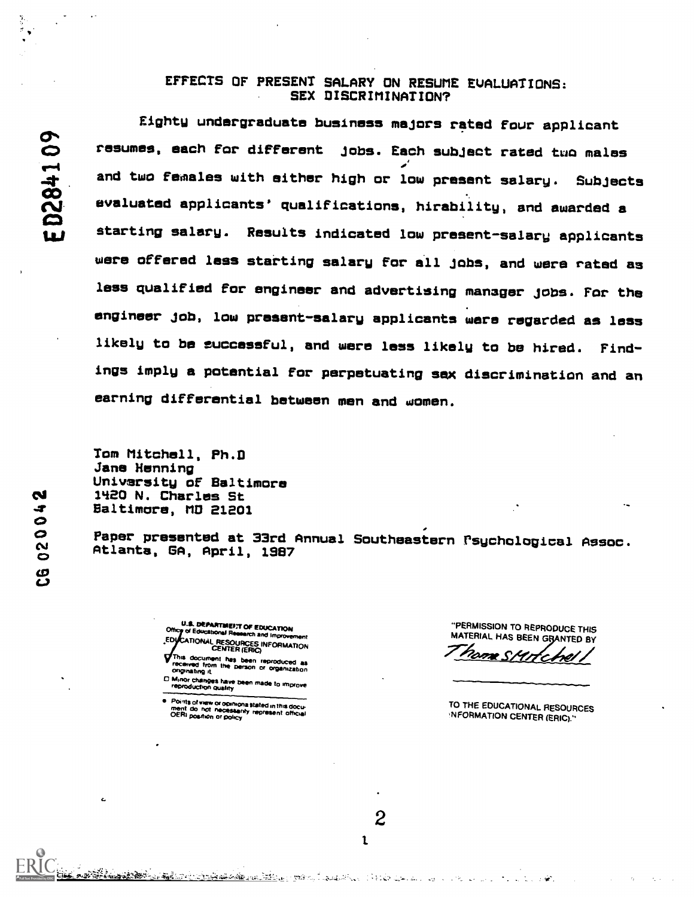# EFFECTS OF PRESENT SALARY ON RESUME EVALUATIONS: SEX DISCRIMINATION?

Eighty undergraduate business majors rated four applicant resumes, each for different jobs. Each subject rated two males and two females with either high or low present salary. Subjects evaluated applicants' qualifications, hirability, and awarded a starting salary. Results indicated low present-salary applicants were offered less starting salary for all jobs, and were rated as less qualified for engineer and advertising manager jobs. For the engineer job, low present-salary applicants were regarded as less likely to be successful, and were less likely to be hired. Findings imply a potential for perpetuating sex discrimination and an earning differential between men and women.

Tom Mitchell, Ph.D
Jane Henning
University of Baltimore
1420 N. Charles St
Baltimore, MD 21201

Paper presented at 33rd Annual Southeastern Psychological Assoc.
Atlanta, GA, April, 1987

ED284109

CG 020042

U.S. DEPARTMENT OF EDUCATION
Office of Educational Research and Improvement
EDUCATIONAL RESOURCES INFORMATION CENTER (ERIC)

- This document has been reproduced as received from the person or organization originating it.
- Minor changes have been made to improve reproduction quality.
- Points of view or opinions stated in this document do not necessarily represent official OERI position or policy

"PERMISSION TO REPRODUCE THIS MATERIAL HAS BEEN GRANTED BY
Thomas Mitchell

TO THE EDUCATIONAL RESOURCES INFORMATION CENTER (ERIC)."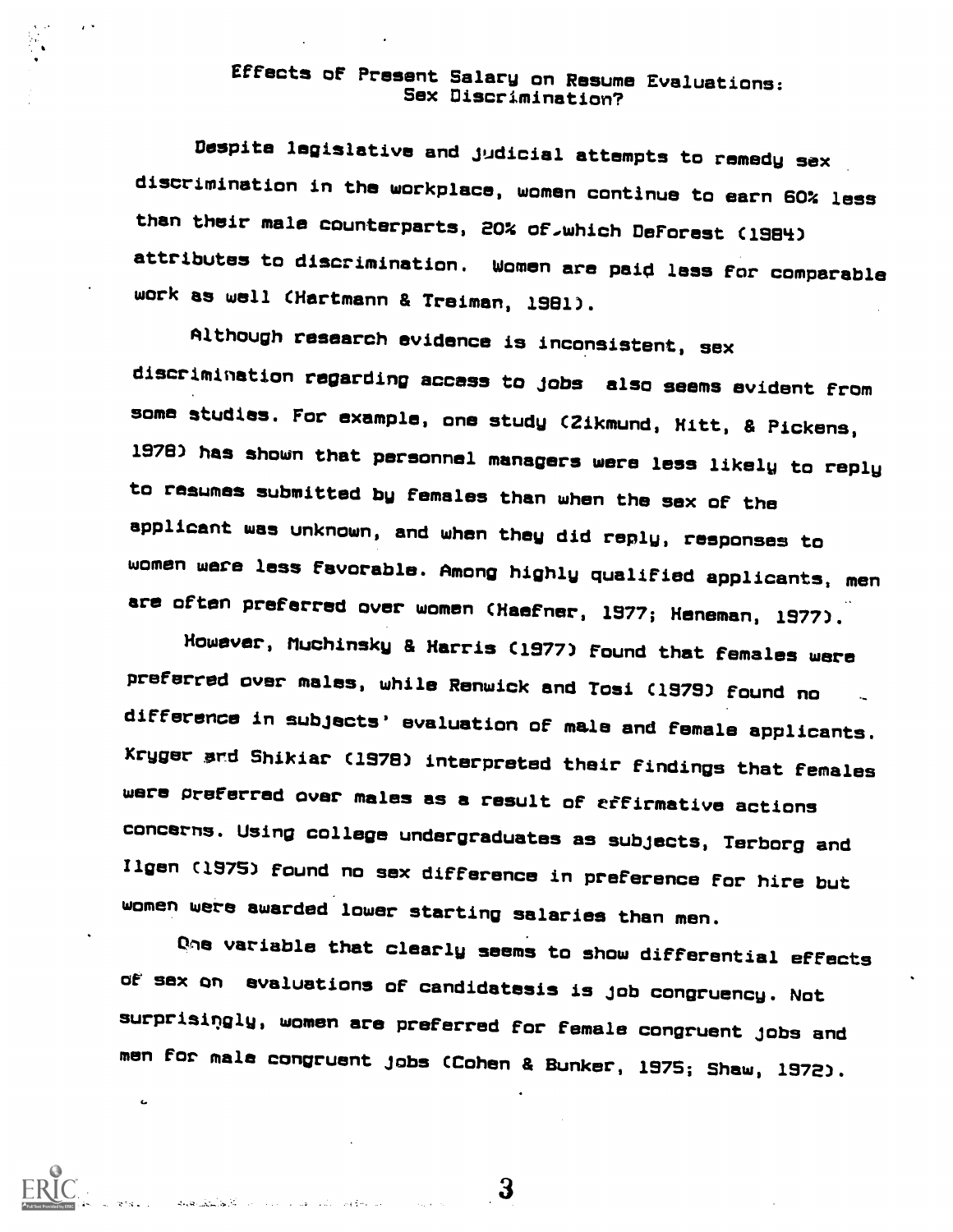# Effects of Present Salary on Resume Evaluations: Sex Discrimination?

Despite legislative and judicial attempts to remedy sex discrimination in the workplace, women continue to earn 60% less than their male counterparts, 20% of which DeForest (1984) attributes to discrimination. Women are paid less for comparable work as well (Hartmann & Treiman, 1981).

Although research evidence is inconsistent, sex discrimination regarding access to jobs also seems evident from some studies. For example, one study (Zikmund, Hitt, & Pickens, 1978) has shown that personnel managers were less likely to reply to resumes submitted by females than when the sex of the applicant was unknown, and when they did reply, responses to women were less favorable. Among highly qualified applicants, men are often preferred over women (Haefner, 1977; Heneman, 1977).

However, Muchinsky & Harris (1977) found that females were preferred over males, while Renwick and Tosi (1979) found no difference in subjects' evaluation of male and female applicants. Kryger and Shikiar (1978) interpreted their findings that females were preferred over males as a result of affirmative actions concerns. Using college undergraduates as subjects, Terborg and Ilgen (1975) found no sex difference in preference for hire but women were awarded lower starting salaries than men.

One variable that clearly seems to show differential effects of sex on evaluations of candidatesis is job congruency. Not surprisingly, women are preferred for female congruent jobs and men for male congruent jobs (Cohen & Bunker, 1975; Shaw, 1972).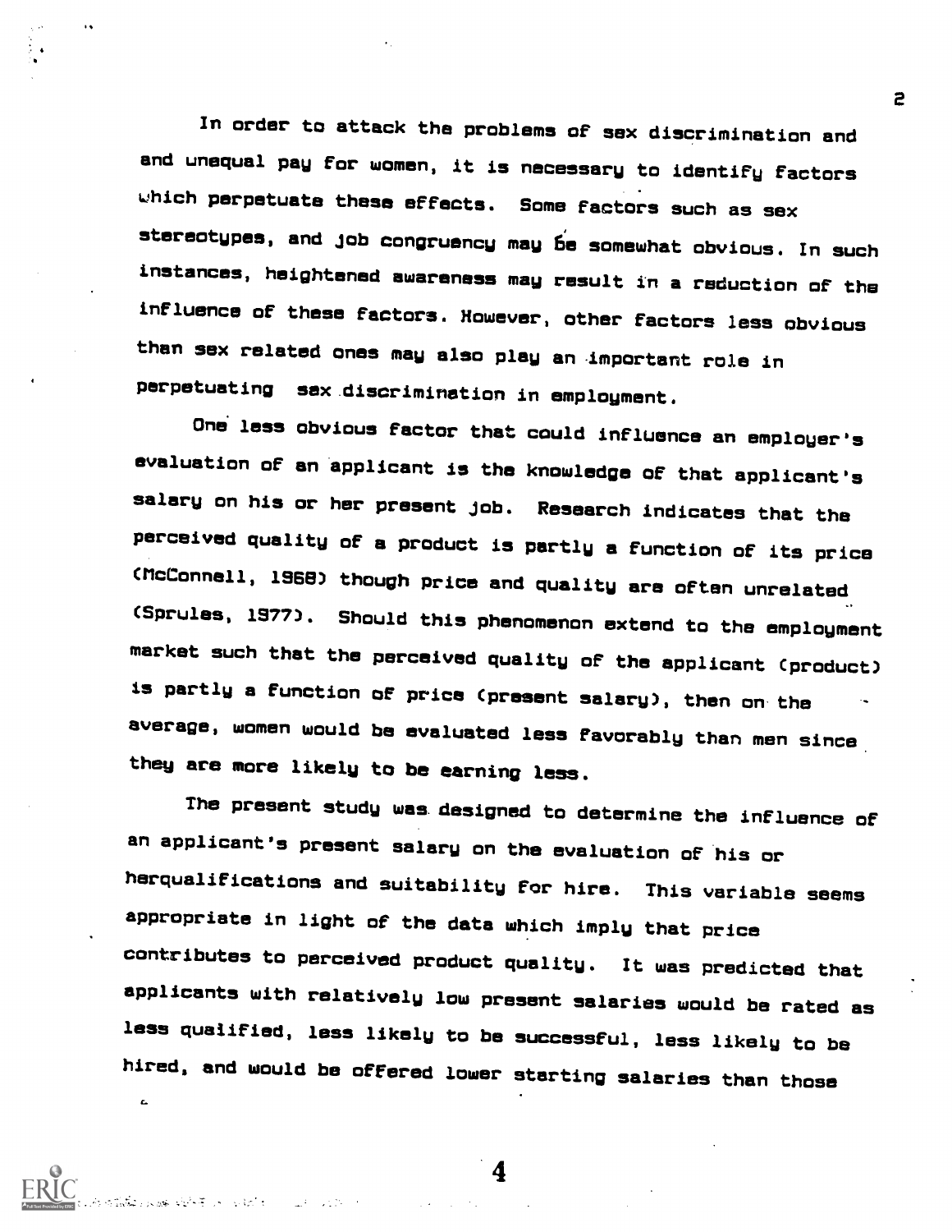In order to attack the problems of sex discrimination and and unequal pay for women, it is necessary to identify factors which perpetuate these effects. Some factors such as sex stereotypes, and job congruency may be somewhat obvious. In such instances, heightened awareness may result in a reduction of the influence of these factors. However, other factors less obvious than sex related ones may also play an important role in perpetuating sex discrimination in employment.

One less obvious factor that could influence an employer's evaluation of an applicant is the knowledge of that applicant's salary on his or her present job. Research indicates that the perceived quality of a product is partly a function of its price (McConnell, 1968) though price and quality are often unrelated (Sprules, 1977). Should this phenomenon extend to the employment market such that the perceived quality of the applicant (product) is partly a function of price (present salary), then on the average, women would be evaluated less favorably than men since they are more likely to be earning less.

The present study was designed to determine the influence of an applicant's present salary on the evaluation of his or herqualifications and suitability for hire. This variable seems appropriate in light of the data which imply that price contributes to perceived product quality. It was predicted that applicants with relatively low present salaries would be rated as less qualified, less likely to be successful, less likely to be hired, and would be offered lower starting salaries than those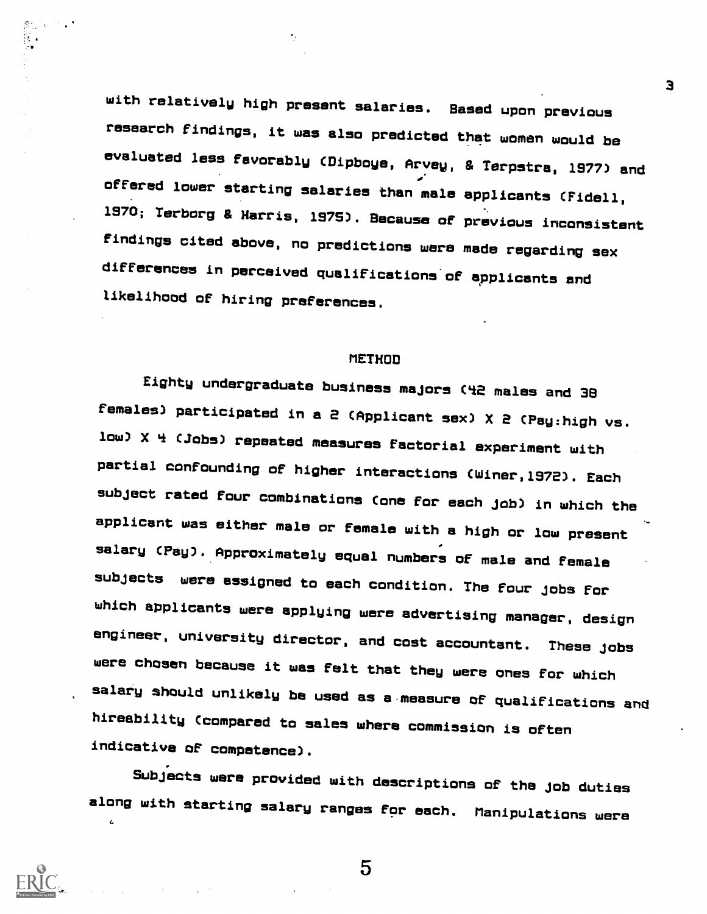with relatively high present salaries. Based upon previous research findings, it was also predicted that women would be evaluated less favorably (Dipboye, Arvey, & Terpstra, 1977) and offered lower starting salaries than male applicants (Fidell, 1970; Terborg & Harris, 1975). Because of previous inconsistent findings cited above, no predictions were made regarding sex differences in perceived qualifications of applicants and likelihood of hiring preferences.

## METHOD

Eighty undergraduate business majors (42 males and 38 females) participated in a 2 (Applicant sex) X 2 (Pay:high vs. low) X 4 (Jobs) repeated measures factorial experiment with partial confounding of higher interactions (Winer,1972). Each subject rated four combinations (one for each job) in which the applicant was either male or female with a high or low present salary (Pay). Approximately equal numbers of male and female subjects were assigned to each condition. The four jobs for which applicants were applying were advertising manager, design engineer, university director, and cost accountant. These jobs were chosen because it was felt that they were ones for which salary should unlikely be used as a measure of qualifications and hireability (compared to sales where commission is often indicative of competence).

Subjects were provided with descriptions of the job duties along with starting salary ranges for each. Manipulations were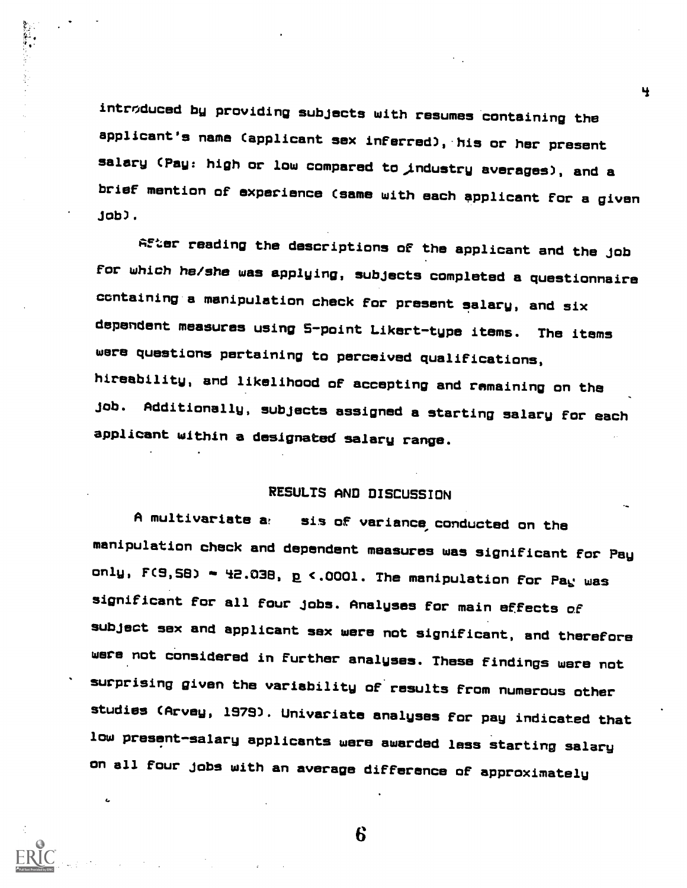introduced by providing subjects with resumes containing the applicant's name (applicant sex inferred), his or her present salary (Pay: high or low compared to industry averages), and a brief mention of experience (same with each applicant for a given job).

After reading the descriptions of the applicant and the job for which he/she was applying, subjects completed a questionnaire containing a manipulation check for present salary, and six dependent measures using 5-point Likert-type items. The items were questions pertaining to perceived qualifications, hireability, and likelihood of accepting and remaining on the job. Additionally, subjects assigned a starting salary for each applicant within a designated salary range.

## RESULTS AND DISCUSSION

A multivariate analysis of variance conducted on the manipulation check and dependent measures was significant for Pay only, $F(9,58) = 42.038$, $p < .0001$. The manipulation for Pay was significant for all four jobs. Analyses for main effects of subject sex and applicant sex were not significant, and therefore were not considered in further analyses. These findings were not surprising given the variability of results from numerous other studies (Arvey, 1979). Univariate analyses for pay indicated that low present-salary applicants were awarded less starting salary on all four jobs with an average difference of approximately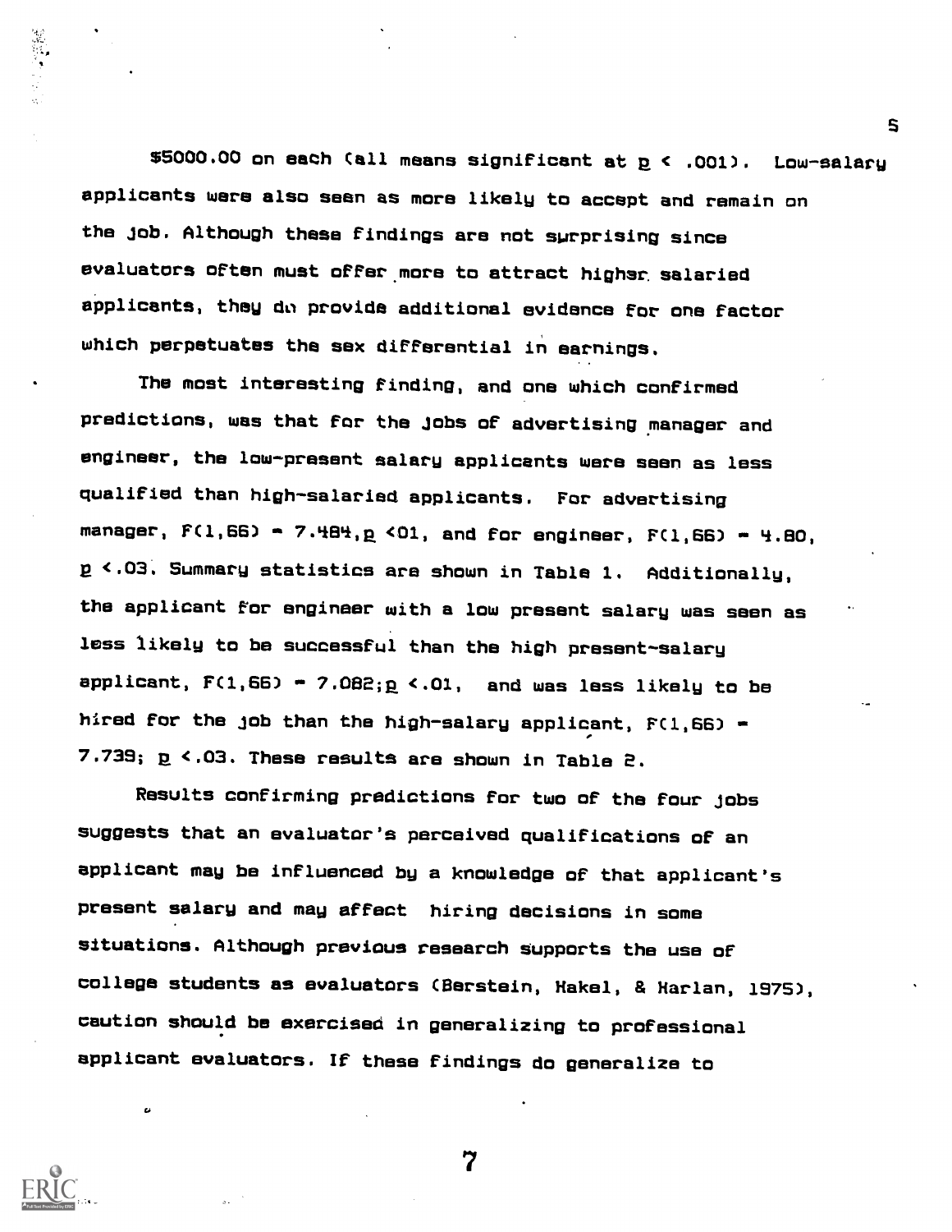$5000.00 on each (all means significant at $p < .001$). Low-salary applicants were also seen as more likely to accept and remain on the job. Although these findings are not surprising since evaluators often must offer more to attract higher salaried applicants, they do provide additional evidence for one factor which perpetuates the sex differential in earnings.

The most interesting finding, and one which confirmed predictions, was that for the jobs of advertising manager and engineer, the low-present salary applicants were seen as less qualified than high-salaried applicants. For advertising manager, $F(1,66) = 7.484, p < 01$, and for engineer, $F(1,66) = 4.80$, $p < .03$. Summary statistics are shown in Table 1. Additionally, the applicant for engineer with a low present salary was seen as less likely to be successful than the high present-salary applicant, $F(1,66) = 7.082; p < .01$, and was less likely to be hired for the job than the high-salary applicant, $F(1,66) = 7.739$; $p < .03$. These results are shown in Table 2.

Results confirming predictions for two of the four jobs suggests that an evaluator's perceived qualifications of an applicant may be influenced by a knowledge of that applicant's present salary and may affect hiring decisions in some situations. Although previous research supports the use of college students as evaluators (Berstein, Hakel, & Harlan, 1975), caution should be exercised in generalizing to professional applicant evaluators. If these findings do generalize to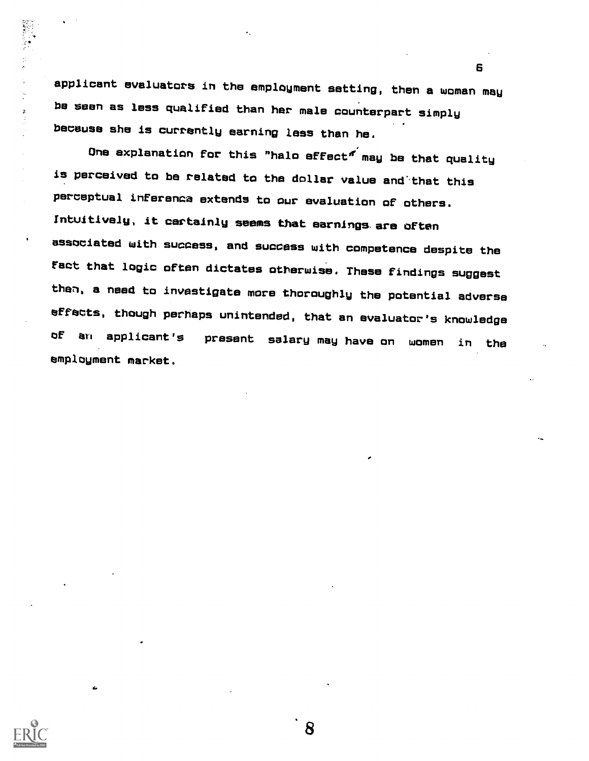applicant evaluators in the employment setting, then a woman may be seen as less qualified than her male counterpart simply because she is currently earning less than he.

One explanation for this "halo effect" may be that quality is perceived to be related to the dollar value and that this perceptual inference extends to our evaluation of others. Intuitively, it certainly seems that earnings are often associated with success, and success with competence despite the fact that logic often dictates otherwise. These findings suggest then, a need to investigate more thoroughly the potential adverse effects, though perhaps unintended, that an evaluator's knowledge of an applicant's present salary may have on women in the employment market.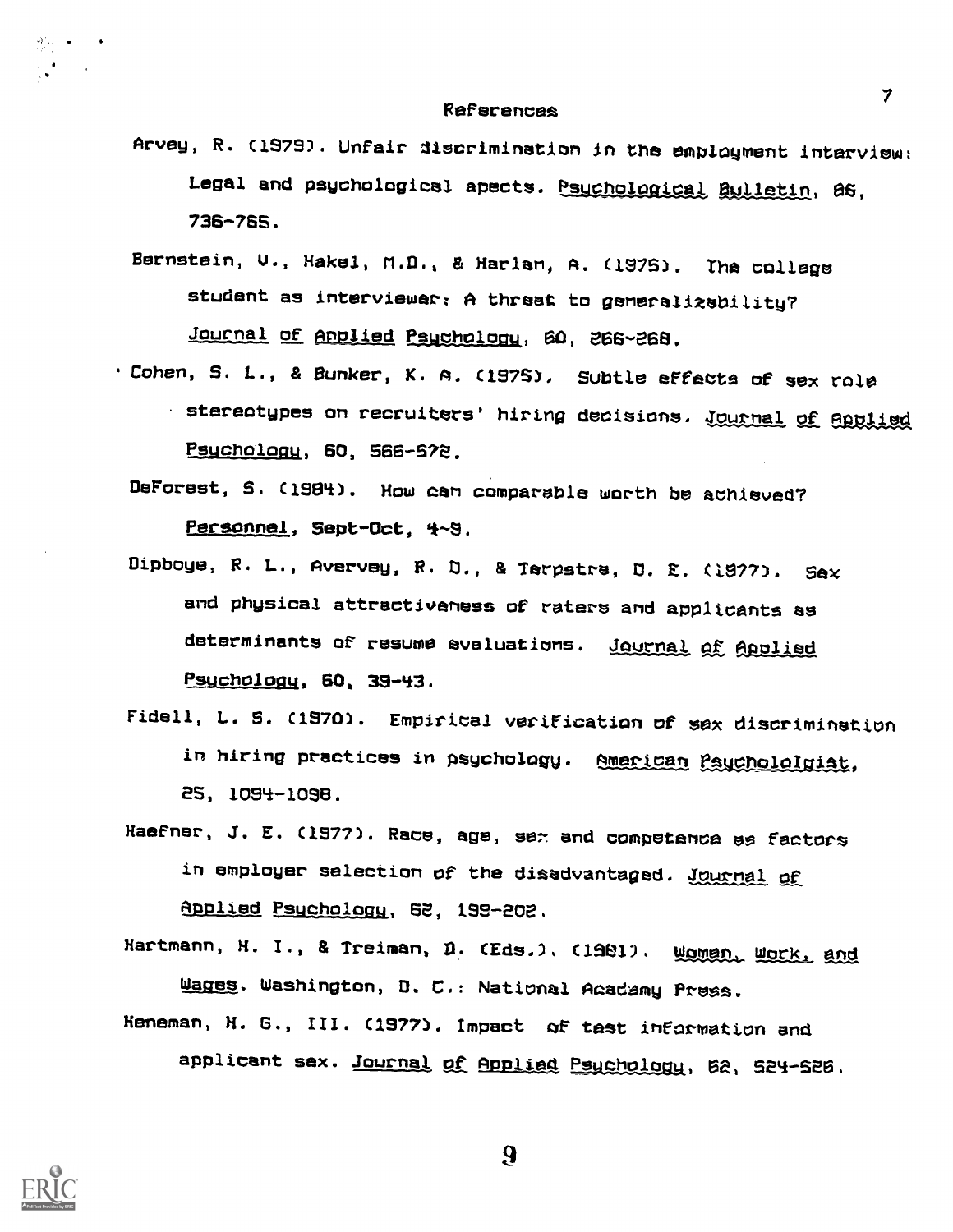## References

Arvey, R. (1979). Unfair discrimination in the employment interview: Legal and psychological apects. Psychological Bulletin, 86, 736-765.

Bernstein, V., Hakel, M.D., & Harlan, A. (1975). The college student as interviewer: A threat to generalizability? Journal of Applied Psychology, 60, 266-268.

Cohen, S. L., & Bunker, K. A. (1975). Subtle effects of sex role stereotypes on recruiters' hiring decisions. Journal of Applied Psychology, 60, 566-572.

DeForest, S. (1984). How can comparable worth be achieved? Personnel, Sept-Oct, 4-9.

Dipboye, R. L., Avervey, R. D., & Terpstra, D. E. (1977). Sex and physical attractiveness of raters and applicants as determinants of resume evaluations. Journal of Applied Psychology, 60, 39-43.

Fidell, L. S. (1970). Empirical verification of sex discrimination in hiring practices in psychology. American Psycholoigist, 25, 1094-1098.

Haefner, J. E. (1977). Race, age, sex and competence as factors in employer selection of the disadvantaged. Journal of Applied Psychology, 62, 199-202.

Hartmann, H. I., & Treiman, D. (Eds.). (1981). Women, Work, and Wages. Washington, D. C.: National Academy Press.

Heneman, H. G., III. (1977). Impact of test information and applicant sex. Journal of Applied Psychology, 62, 524-526.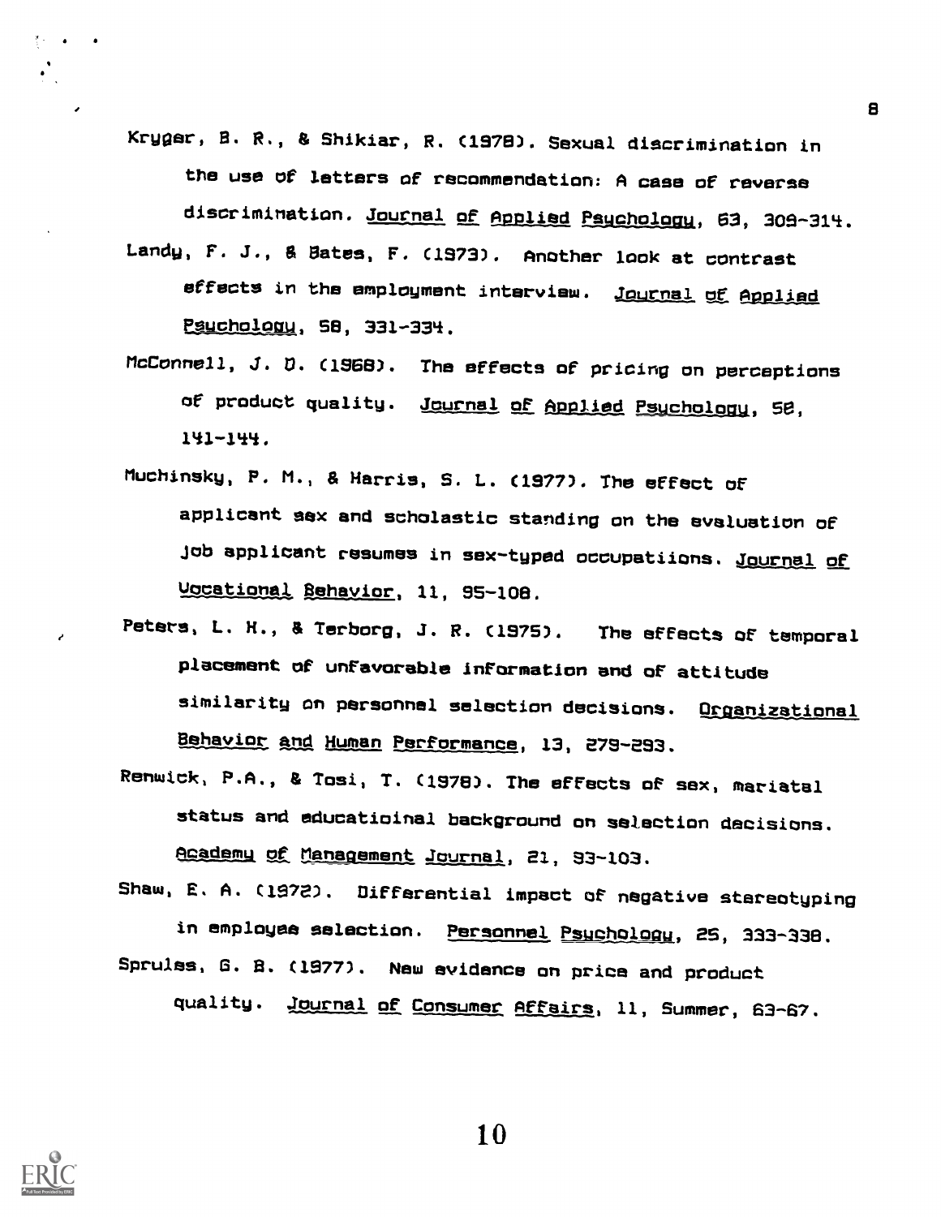Kryger, B. R., & Shikiar, R. (1978). Sexual discrimination in the use of letters of recommendation: A case of reverse discrimination. Journal of Applied Psychology, 63, 309-314.

Landy, F. J., & Bates, F. (1973). Another look at contrast effects in the employment interview. Journal of Applied Psychology, 58, 331-334.

McConnell, J. D. (1968). The effects of pricing on perceptions of product quality. Journal of Applied Psychology, 52, 141-144.

Muchinsky, P. M., & Harris, S. L. (1977). The effect of applicant sex and scholastic standing on the evaluation of job applicant resumes in sex-typed occupatiions. Journal of Vocational Behavior, 11, 95-108.

Peters, L. H., & Terborg, J. R. (1975). The effects of temporal placement of unfavorable information and of attitude similarity on personnel selection decisions. Organizational Behavior and Human Performance, 13, 279-293.

Renwick, P.A., & Tosi, T. (1978). The effects of sex, mariatal status and educatioinal background on selection decisions. Academy of Management Journal, 21, 93-103.

Shaw, E. A. (1972). Differential impact of negative stereotyping in employee selection. Personnel Psychology, 25, 333-338.

Sprules, G. B. (1977). New evidence on price and product quality. Journal of Consumer Affairs, 11, Summer, 63-67.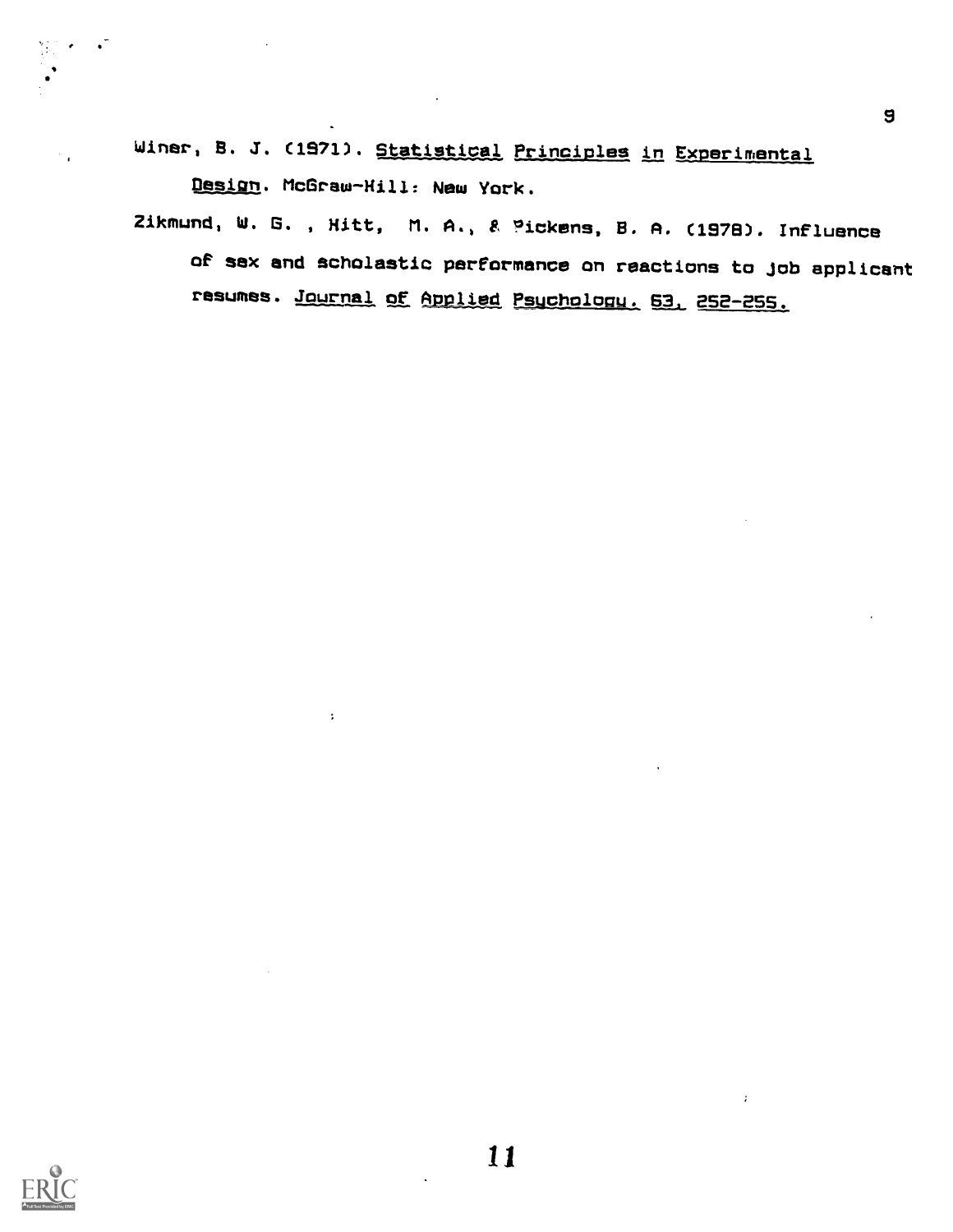Winer, B. J. (1971). Statistical Principles in Experimental Design. McGraw-Hill: New York.

Zikmund, W. G. , Hitt, M. A., & Pickens, B. A. (1978). Influence of sex and scholastic performance on reactions to job applicant resumes. Journal of Applied Psychology. 63, 252-255.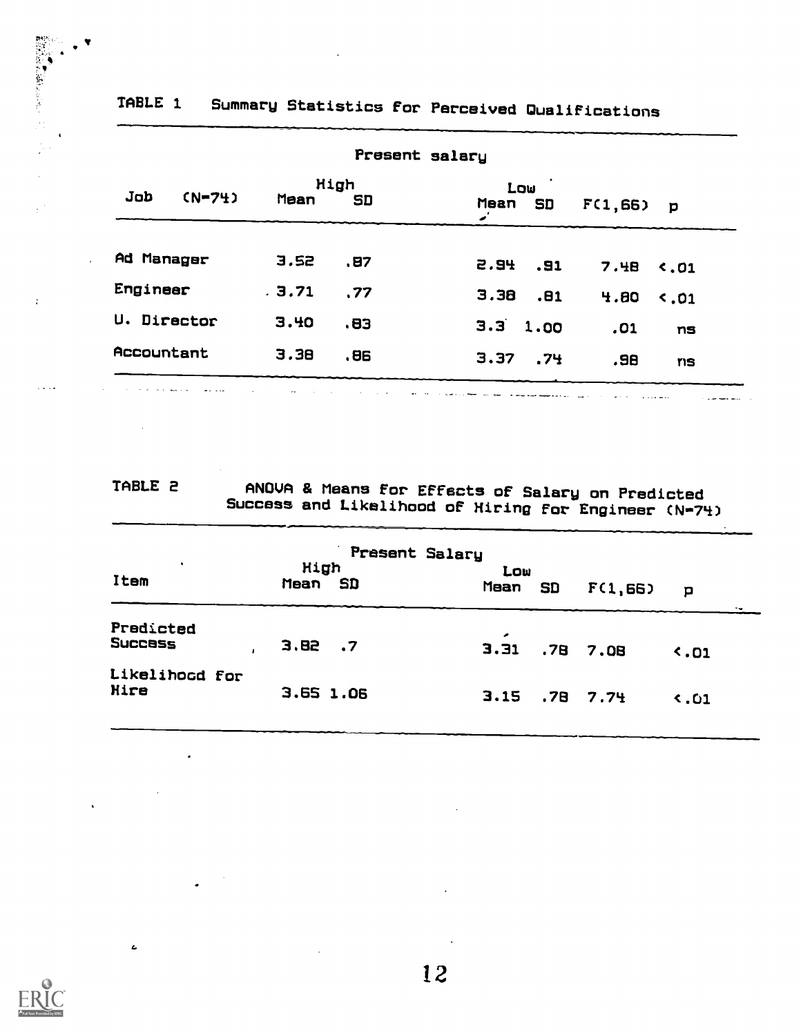TABLE 1 Summary Statistics for Perceived Qualifications

| | Present salary | | | | | |
|---|---|---|---|---|---|---|
| | High | | Low | | | |
| Job (N=74) | Mean | SD | Mean | SD | F(1,66) | p |
| Ad Manager | 3.52 | .87 | 2.94 | .91 | 7.48 | <.01 |
| Engineer | 3.71 | .77 | 3.38 | .81 | 4.80 | <.01 |
| U. Director | 3.40 | .83 | 3.3 | 1.00 | .01 | ns |
| Accountant | 3.38 | .86 | 3.37 | .74 | .98 | ns |

TABLE 2 ANOVA & Means for Effects of Salary on Predicted Success and Likelihood of Hiring for Engineer (N=74)

| | Present Salary | | | | | |
|---|---|---|---|---|---|---|
| | High | | Low | | | |
| Item | Mean | SD | Mean | SD | F(1,66) | p |
| Predicted Success | 3.82 | .7 | 3.31 | .78 | 7.08 | <.01 |
| Likelihood for Hire | 3.65 | 1.06 | 3.15 | .78 | 7.74 | <.01 |